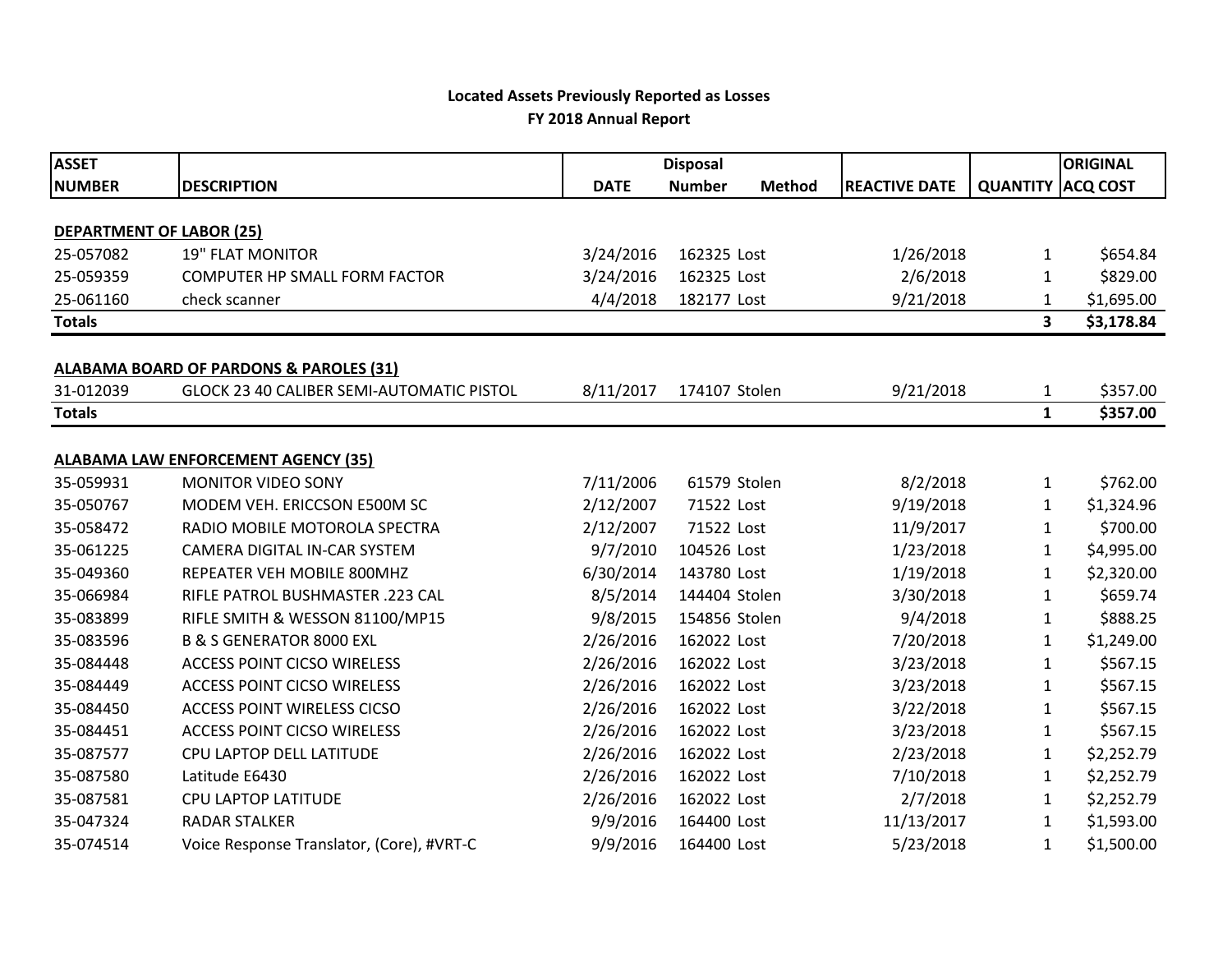**Located Assets Previously Reported as Losses**
**FY 2018 Annual Report**

| ASSET NUMBER | DESCRIPTION | Disposal DATE | Disposal Number | Disposal Method | REACTIVE DATE | QUANTITY | ORIGINAL ACQ COST |
|---|---|---|---|---|---|---|---|
| **DEPARTMENT OF LABOR (25)** | | | | | | | |
| 25-057082 | 19" FLAT MONITOR | 3/24/2016 | 162325 | Lost | 1/26/2018 | 1 | $654.84 |
| 25-059359 | COMPUTER HP SMALL FORM FACTOR | 3/24/2016 | 162325 | Lost | 2/6/2018 | 1 | $829.00 |
| 25-061160 | check scanner | 4/4/2018 | 182177 | Lost | 9/21/2018 | 1 | $1,695.00 |
| **Totals** | | | | | | **3** | **$3,178.84** |
| **ALABAMA BOARD OF PARDONS & PAROLES (31)** | | | | | | | |
| 31-012039 | GLOCK 23 40 CALIBER SEMI-AUTOMATIC PISTOL | 8/11/2017 | 174107 | Stolen | 9/21/2018 | 1 | $357.00 |
| **Totals** | | | | | | **1** | **$357.00** |
| **ALABAMA LAW ENFORCEMENT AGENCY (35)** | | | | | | | |
| 35-059931 | MONITOR VIDEO SONY | 7/11/2006 | 61579 | Stolen | 8/2/2018 | 1 | $762.00 |
| 35-050767 | MODEM VEH. ERICCSON E500M SC | 2/12/2007 | 71522 | Lost | 9/19/2018 | 1 | $1,324.96 |
| 35-058472 | RADIO MOBILE MOTOROLA SPECTRA | 2/12/2007 | 71522 | Lost | 11/9/2017 | 1 | $700.00 |
| 35-061225 | CAMERA DIGITAL IN-CAR SYSTEM | 9/7/2010 | 104526 | Lost | 1/23/2018 | 1 | $4,995.00 |
| 35-049360 | REPEATER VEH MOBILE 800MHZ | 6/30/2014 | 143780 | Lost | 1/19/2018 | 1 | $2,320.00 |
| 35-066984 | RIFLE PATROL BUSHMASTER .223 CAL | 8/5/2014 | 144404 | Stolen | 3/30/2018 | 1 | $659.74 |
| 35-083899 | RIFLE SMITH & WESSON 81100/MP15 | 9/8/2015 | 154856 | Stolen | 9/4/2018 | 1 | $888.25 |
| 35-083596 | B & S GENERATOR 8000 EXL | 2/26/2016 | 162022 | Lost | 7/20/2018 | 1 | $1,249.00 |
| 35-084448 | ACCESS POINT CICSO WIRELESS | 2/26/2016 | 162022 | Lost | 3/23/2018 | 1 | $567.15 |
| 35-084449 | ACCESS POINT CICSO WIRELESS | 2/26/2016 | 162022 | Lost | 3/23/2018 | 1 | $567.15 |
| 35-084450 | ACCESS POINT WIRELESS CICSO | 2/26/2016 | 162022 | Lost | 3/22/2018 | 1 | $567.15 |
| 35-084451 | ACCESS POINT CICSO WIRELESS | 2/26/2016 | 162022 | Lost | 3/23/2018 | 1 | $567.15 |
| 35-087577 | CPU LAPTOP DELL LATITUDE | 2/26/2016 | 162022 | Lost | 2/23/2018 | 1 | $2,252.79 |
| 35-087580 | Latitude E6430 | 2/26/2016 | 162022 | Lost | 7/10/2018 | 1 | $2,252.79 |
| 35-087581 | CPU LAPTOP LATITUDE | 2/26/2016 | 162022 | Lost | 2/7/2018 | 1 | $2,252.79 |
| 35-047324 | RADAR STALKER | 9/9/2016 | 164400 | Lost | 11/13/2017 | 1 | $1,593.00 |
| 35-074514 | Voice Response Translator, (Core), #VRT-C | 9/9/2016 | 164400 | Lost | 5/23/2018 | 1 | $1,500.00 |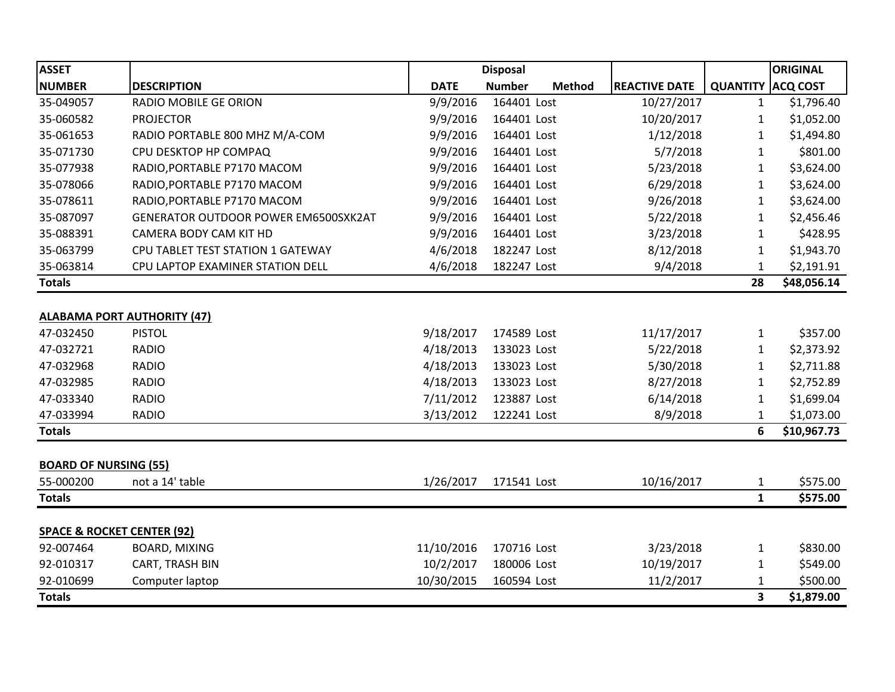| ASSET NUMBER | DESCRIPTION | Disposal DATE | Disposal Number | Disposal Method | REACTIVE DATE | QUANTITY | ORIGINAL ACQ COST |
|---|---|---|---|---|---|---|---|
| 35-049057 | RADIO MOBILE GE ORION | 9/9/2016 | 164401 | Lost | 10/27/2017 | 1 | $1,796.40 |
| 35-060582 | PROJECTOR | 9/9/2016 | 164401 | Lost | 10/20/2017 | 1 | $1,052.00 |
| 35-061653 | RADIO PORTABLE 800 MHZ M/A-COM | 9/9/2016 | 164401 | Lost | 1/12/2018 | 1 | $1,494.80 |
| 35-071730 | CPU DESKTOP HP COMPAQ | 9/9/2016 | 164401 | Lost | 5/7/2018 | 1 | $801.00 |
| 35-077938 | RADIO,PORTABLE P7170 MACOM | 9/9/2016 | 164401 | Lost | 5/23/2018 | 1 | $3,624.00 |
| 35-078066 | RADIO,PORTABLE P7170 MACOM | 9/9/2016 | 164401 | Lost | 6/29/2018 | 1 | $3,624.00 |
| 35-078611 | RADIO,PORTABLE P7170 MACOM | 9/9/2016 | 164401 | Lost | 9/26/2018 | 1 | $3,624.00 |
| 35-087097 | GENERATOR OUTDOOR POWER EM6500SXK2AT | 9/9/2016 | 164401 | Lost | 5/22/2018 | 1 | $2,456.46 |
| 35-088391 | CAMERA BODY CAM KIT HD | 9/9/2016 | 164401 | Lost | 3/23/2018 | 1 | $428.95 |
| 35-063799 | CPU TABLET TEST STATION 1 GATEWAY | 4/6/2018 | 182247 | Lost | 8/12/2018 | 1 | $1,943.70 |
| 35-063814 | CPU LAPTOP EXAMINER STATION DELL | 4/6/2018 | 182247 | Lost | 9/4/2018 | 1 | $2,191.91 |
| **Totals** | | | | | | **28** | **$48,056.14** |

**ALABAMA PORT AUTHORITY (47)**

| ASSET NUMBER | DESCRIPTION | Disposal DATE | Disposal Number | Disposal Method | REACTIVE DATE | QUANTITY | ORIGINAL ACQ COST |
|---|---|---|---|---|---|---|---|
| 47-032450 | PISTOL | 9/18/2017 | 174589 | Lost | 11/17/2017 | 1 | $357.00 |
| 47-032721 | RADIO | 4/18/2013 | 133023 | Lost | 5/22/2018 | 1 | $2,373.92 |
| 47-032968 | RADIO | 4/18/2013 | 133023 | Lost | 5/30/2018 | 1 | $2,711.88 |
| 47-032985 | RADIO | 4/18/2013 | 133023 | Lost | 8/27/2018 | 1 | $2,752.89 |
| 47-033340 | RADIO | 7/11/2012 | 123887 | Lost | 6/14/2018 | 1 | $1,699.04 |
| 47-033994 | RADIO | 3/13/2012 | 122241 | Lost | 8/9/2018 | 1 | $1,073.00 |
| **Totals** | | | | | | **6** | **$10,967.73** |

**BOARD OF NURSING (55)**

| ASSET NUMBER | DESCRIPTION | Disposal DATE | Disposal Number | Disposal Method | REACTIVE DATE | QUANTITY | ORIGINAL ACQ COST |
|---|---|---|---|---|---|---|---|
| 55-000200 | not a 14' table | 1/26/2017 | 171541 | Lost | 10/16/2017 | 1 | $575.00 |
| **Totals** | | | | | | **1** | **$575.00** |

**SPACE & ROCKET CENTER (92)**

| ASSET NUMBER | DESCRIPTION | Disposal DATE | Disposal Number | Disposal Method | REACTIVE DATE | QUANTITY | ORIGINAL ACQ COST |
|---|---|---|---|---|---|---|---|
| 92-007464 | BOARD, MIXING | 11/10/2016 | 170716 | Lost | 3/23/2018 | 1 | $830.00 |
| 92-010317 | CART, TRASH BIN | 10/2/2017 | 180006 | Lost | 10/19/2017 | 1 | $549.00 |
| 92-010699 | Computer laptop | 10/30/2015 | 160594 | Lost | 11/2/2017 | 1 | $500.00 |
| **Totals** | | | | | | **3** | **$1,879.00** |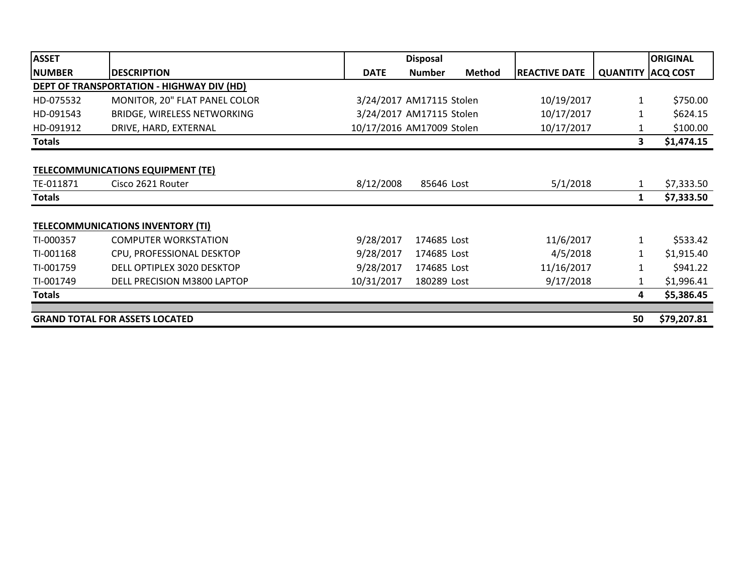| ASSET NUMBER | DESCRIPTION | Disposal DATE | Disposal Number | Disposal Method | REACTIVE DATE | QUANTITY | ORIGINAL ACQ COST |
|---|---|---|---|---|---|---|---|
| **DEPT OF TRANSPORTATION - HIGHWAY DIV (HD)** | | | | | | | |
| HD-075532 | MONITOR, 20" FLAT PANEL COLOR | 3/24/2017 | AM17115 | Stolen | 10/19/2017 | 1 | $750.00 |
| HD-091543 | BRIDGE, WIRELESS NETWORKING | 3/24/2017 | AM17115 | Stolen | 10/17/2017 | 1 | $624.15 |
| HD-091912 | DRIVE, HARD, EXTERNAL | 10/17/2016 | AM17009 | Stolen | 10/17/2017 | 1 | $100.00 |
| **Totals** | | | | | | **3** | **$1,474.15** |
| **TELECOMMUNICATIONS EQUIPMENT (TE)** | | | | | | | |
| TE-011871 | Cisco 2621 Router | 8/12/2008 | 85646 | Lost | 5/1/2018 | 1 | $7,333.50 |
| **Totals** | | | | | | **1** | **$7,333.50** |
| **TELECOMMUNICATIONS INVENTORY (TI)** | | | | | | | |
| TI-000357 | COMPUTER WORKSTATION | 9/28/2017 | 174685 | Lost | 11/6/2017 | 1 | $533.42 |
| TI-001168 | CPU, PROFESSIONAL DESKTOP | 9/28/2017 | 174685 | Lost | 4/5/2018 | 1 | $1,915.40 |
| TI-001759 | DELL OPTIPLEX 3020 DESKTOP | 9/28/2017 | 174685 | Lost | 11/16/2017 | 1 | $941.22 |
| TI-001749 | DELL PRECISION M3800 LAPTOP | 10/31/2017 | 180289 | Lost | 9/17/2018 | 1 | $1,996.41 |
| **Totals** | | | | | | **4** | **$5,386.45** |
| **GRAND TOTAL FOR ASSETS LOCATED** | | | | | | **50** | **$79,207.81** |